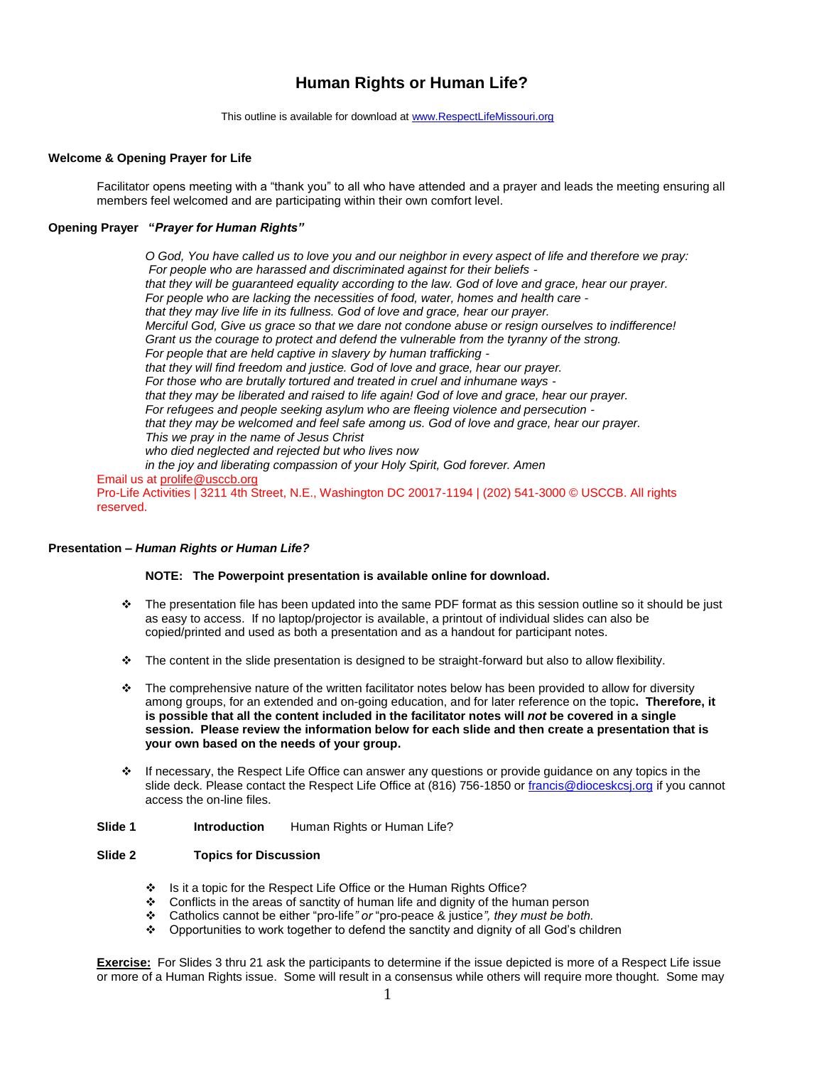# Human Rights or Human Life?

This outline is available for download at www.RespectLifeMissouri.org

**Welcome & Opening Prayer for Life**

Facilitator opens meeting with a "thank you" to all who have attended and a prayer and leads the meeting ensuring all members feel welcomed and are participating within their own comfort level.

**Opening Prayer "*Prayer for Human Rights"***

*O God, You have called us to love you and our neighbor in every aspect of life and therefore we pray:*
*For people who are harassed and discriminated against for their beliefs -*
*that they will be guaranteed equality according to the law. God of love and grace, hear our prayer.*
*For people who are lacking the necessities of food, water, homes and health care -*
*that they may live life in its fullness. God of love and grace, hear our prayer.*
*Merciful God, Give us grace so that we dare not condone abuse or resign ourselves to indifference!*
*Grant us the courage to protect and defend the vulnerable from the tyranny of the strong.*
*For people that are held captive in slavery by human trafficking -*
*that they will find freedom and justice. God of love and grace, hear our prayer.*
*For those who are brutally tortured and treated in cruel and inhumane ways -*
*that they may be liberated and raised to life again! God of love and grace, hear our prayer.*
*For refugees and people seeking asylum who are fleeing violence and persecution -*
*that they may be welcomed and feel safe among us. God of love and grace, hear our prayer.*
*This we pray in the name of Jesus Christ*
*who died neglected and rejected but who lives now*
*in the joy and liberating compassion of your Holy Spirit, God forever. Amen*

Email us at prolife@usccb.org
Pro-Life Activities | 3211 4th Street, N.E., Washington DC 20017-1194 | (202) 541-3000 © USCCB. All rights reserved.

**Presentation – *Human Rights or Human Life?***

**NOTE: The Powerpoint presentation is available online for download.**

- The presentation file has been updated into the same PDF format as this session outline so it should be just as easy to access. If no laptop/projector is available, a printout of individual slides can also be copied/printed and used as both a presentation and as a handout for participant notes.
- The content in the slide presentation is designed to be straight-forward but also to allow flexibility.
- The comprehensive nature of the written facilitator notes below has been provided to allow for diversity among groups, for an extended and on-going education, and for later reference on the topic**. Therefore, it is possible that all the content included in the facilitator notes will *not* be covered in a single session. Please review the information below for each slide and then create a presentation that is your own based on the needs of your group.**
- If necessary, the Respect Life Office can answer any questions or provide guidance on any topics in the slide deck. Please contact the Respect Life Office at (816) 756-1850 or francis@dioceskcsj.org if you cannot access the on-line files.

**Slide 1** **Introduction** Human Rights or Human Life?

**Slide 2** **Topics for Discussion**

- Is it a topic for the Respect Life Office or the Human Rights Office?
- Conflicts in the areas of sanctity of human life and dignity of the human person
- Catholics cannot be either "pro-life*" or* "pro-peace & justice*", they must be both.*
- Opportunities to work together to defend the sanctity and dignity of all God's children

**Exercise:** For Slides 3 thru 21 ask the participants to determine if the issue depicted is more of a Respect Life issue or more of a Human Rights issue. Some will result in a consensus while others will require more thought. Some may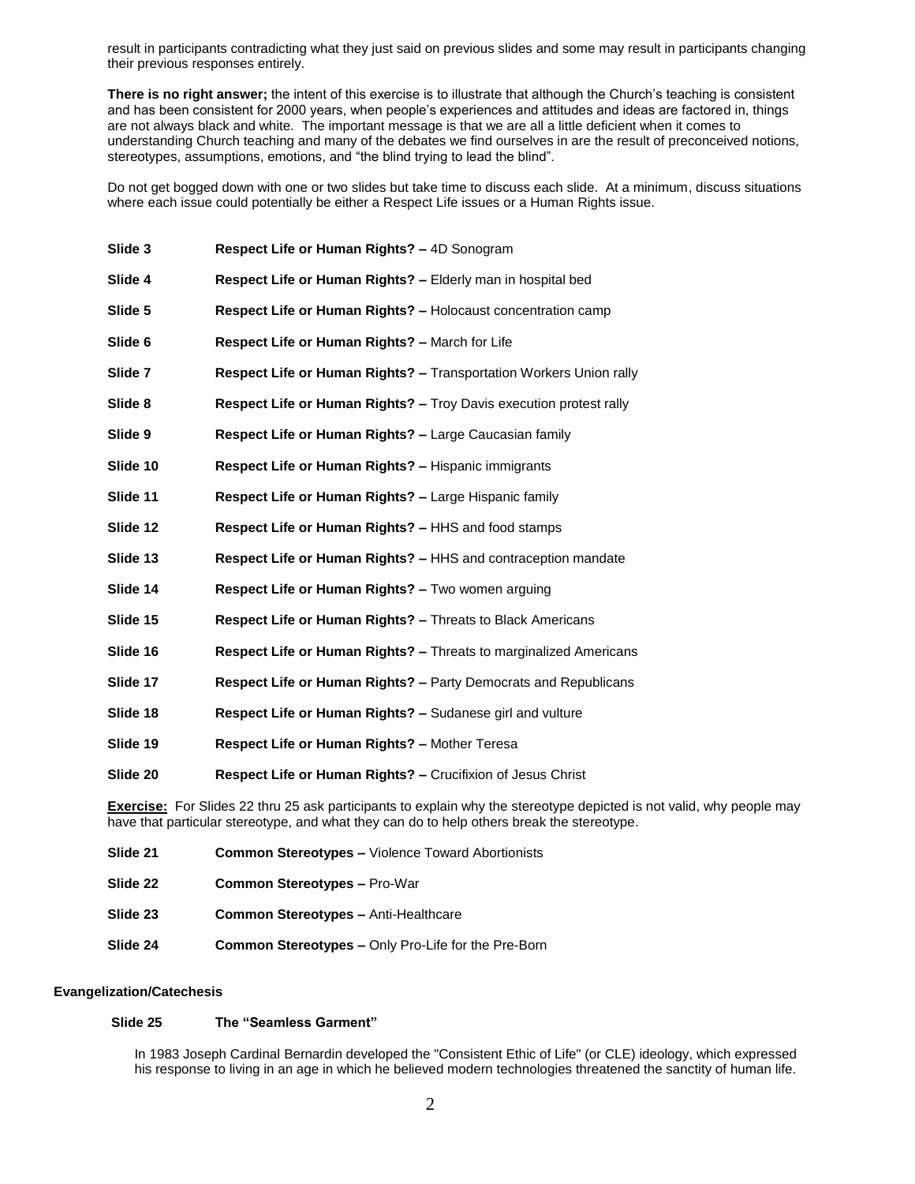result in participants contradicting what they just said on previous slides and some may result in participants changing their previous responses entirely.

**There is no right answer;** the intent of this exercise is to illustrate that although the Church's teaching is consistent and has been consistent for 2000 years, when people's experiences and attitudes and ideas are factored in, things are not always black and white. The important message is that we are all a little deficient when it comes to understanding Church teaching and many of the debates we find ourselves in are the result of preconceived notions, stereotypes, assumptions, emotions, and "the blind trying to lead the blind".

Do not get bogged down with one or two slides but take time to discuss each slide. At a minimum, discuss situations where each issue could potentially be either a Respect Life issues or a Human Rights issue.

**Slide 3** **Respect Life or Human Rights? –** 4D Sonogram

**Slide 4** **Respect Life or Human Rights? –** Elderly man in hospital bed

**Slide 5** **Respect Life or Human Rights? –** Holocaust concentration camp

**Slide 6** **Respect Life or Human Rights? –** March for Life

**Slide 7** **Respect Life or Human Rights? –** Transportation Workers Union rally

**Slide 8** **Respect Life or Human Rights? –** Troy Davis execution protest rally

**Slide 9** **Respect Life or Human Rights? –** Large Caucasian family

**Slide 10** **Respect Life or Human Rights? –** Hispanic immigrants

**Slide 11** **Respect Life or Human Rights? –** Large Hispanic family

**Slide 12** **Respect Life or Human Rights? –** HHS and food stamps

**Slide 13** **Respect Life or Human Rights? –** HHS and contraception mandate

**Slide 14** **Respect Life or Human Rights? –** Two women arguing

**Slide 15** **Respect Life or Human Rights? –** Threats to Black Americans

**Slide 16** **Respect Life or Human Rights? –** Threats to marginalized Americans

**Slide 17** **Respect Life or Human Rights? –** Party Democrats and Republicans

**Slide 18** **Respect Life or Human Rights? –** Sudanese girl and vulture

**Slide 19** **Respect Life or Human Rights? –** Mother Teresa

**Slide 20** **Respect Life or Human Rights? –** Crucifixion of Jesus Christ

**Exercise:** For Slides 22 thru 25 ask participants to explain why the stereotype depicted is not valid, why people may have that particular stereotype, and what they can do to help others break the stereotype.

**Slide 21** **Common Stereotypes –** Violence Toward Abortionists

**Slide 22** **Common Stereotypes –** Pro-War

**Slide 23** **Common Stereotypes –** Anti-Healthcare

**Slide 24** **Common Stereotypes –** Only Pro-Life for the Pre-Born

### Evangelization/Catechesis

**Slide 25** **The "Seamless Garment"**

In 1983 Joseph Cardinal Bernardin developed the "Consistent Ethic of Life" (or CLE) ideology, which expressed his response to living in an age in which he believed modern technologies threatened the sanctity of human life.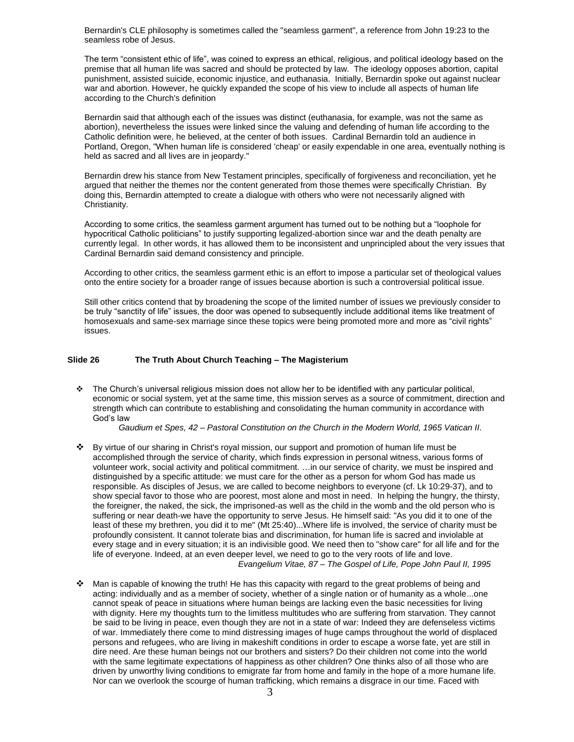Bernardin's CLE philosophy is sometimes called the "seamless garment", a reference from John 19:23 to the seamless robe of Jesus.

The term "consistent ethic of life", was coined to express an ethical, religious, and political ideology based on the premise that all human life was sacred and should be protected by law. The ideology opposes abortion, capital punishment, assisted suicide, economic injustice, and euthanasia. Initially, Bernardin spoke out against nuclear war and abortion. However, he quickly expanded the scope of his view to include all aspects of human life according to the Church's definition

Bernardin said that although each of the issues was distinct (euthanasia, for example, was not the same as abortion), nevertheless the issues were linked since the valuing and defending of human life according to the Catholic definition were, he believed, at the center of both issues. Cardinal Bernardin told an audience in Portland, Oregon, "When human life is considered 'cheap' or easily expendable in one area, eventually nothing is held as sacred and all lives are in jeopardy."

Bernardin drew his stance from New Testament principles, specifically of forgiveness and reconciliation, yet he argued that neither the themes nor the content generated from those themes were specifically Christian. By doing this, Bernardin attempted to create a dialogue with others who were not necessarily aligned with Christianity.

According to some critics, the seamless garment argument has turned out to be nothing but a "loophole for hypocritical Catholic politicians" to justify supporting legalized-abortion since war and the death penalty are currently legal. In other words, it has allowed them to be inconsistent and unprincipled about the very issues that Cardinal Bernardin said demand consistency and principle.

According to other critics, the seamless garment ethic is an effort to impose a particular set of theological values onto the entire society for a broader range of issues because abortion is such a controversial political issue.

Still other critics contend that by broadening the scope of the limited number of issues we previously consider to be truly "sanctity of life" issues, the door was opened to subsequently include additional items like treatment of homosexuals and same-sex marriage since these topics were being promoted more and more as "civil rights" issues.

**Slide 26 The Truth About Church Teaching – The Magisterium**

- The Church's universal religious mission does not allow her to be identified with any particular political, economic or social system, yet at the same time, this mission serves as a source of commitment, direction and strength which can contribute to establishing and consolidating the human community in accordance with God's law

  *Gaudium et Spes, 42 – Pastoral Constitution on the Church in the Modern World, 1965 Vatican II*.

- By virtue of our sharing in Christ's royal mission, our support and promotion of human life must be accomplished through the service of charity, which finds expression in personal witness, various forms of volunteer work, social activity and political commitment. …in our service of charity, we must be inspired and distinguished by a specific attitude: we must care for the other as a person for whom God has made us responsible. As disciples of Jesus, we are called to become neighbors to everyone (cf. Lk 10:29-37), and to show special favor to those who are poorest, most alone and most in need. In helping the hungry, the thirsty, the foreigner, the naked, the sick, the imprisoned-as well as the child in the womb and the old person who is suffering or near death-we have the opportunity to serve Jesus. He himself said: "As you did it to one of the least of these my brethren, you did it to me" (Mt 25:40)...Where life is involved, the service of charity must be profoundly consistent. It cannot tolerate bias and discrimination, for human life is sacred and inviolable at every stage and in every situation; it is an indivisible good. We need then to "show care" for all life and for the life of everyone. Indeed, at an even deeper level, we need to go to the very roots of life and love.

  *Evangelium Vitae, 87 – The Gospel of Life, Pope John Paul II, 1995*

- Man is capable of knowing the truth! He has this capacity with regard to the great problems of being and acting: individually and as a member of society, whether of a single nation or of humanity as a whole...one cannot speak of peace in situations where human beings are lacking even the basic necessities for living with dignity. Here my thoughts turn to the limitless multitudes who are suffering from starvation. They cannot be said to be living in peace, even though they are not in a state of war: Indeed they are defenseless victims of war. Immediately there come to mind distressing images of huge camps throughout the world of displaced persons and refugees, who are living in makeshift conditions in order to escape a worse fate, yet are still in dire need. Are these human beings not our brothers and sisters? Do their children not come into the world with the same legitimate expectations of happiness as other children? One thinks also of all those who are driven by unworthy living conditions to emigrate far from home and family in the hope of a more humane life. Nor can we overlook the scourge of human trafficking, which remains a disgrace in our time. Faced with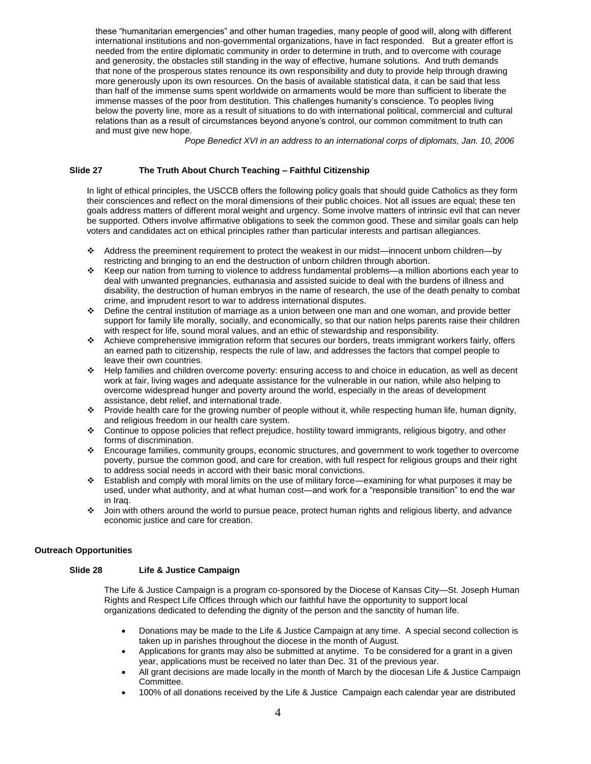these "humanitarian emergencies" and other human tragedies, many people of good will, along with different international institutions and non-governmental organizations, have in fact responded. But a greater effort is needed from the entire diplomatic community in order to determine in truth, and to overcome with courage and generosity, the obstacles still standing in the way of effective, humane solutions. And truth demands that none of the prosperous states renounce its own responsibility and duty to provide help through drawing more generously upon its own resources. On the basis of available statistical data, it can be said that less than half of the immense sums spent worldwide on armaments would be more than sufficient to liberate the immense masses of the poor from destitution. This challenges humanity's conscience. To peoples living below the poverty line, more as a result of situations to do with international political, commercial and cultural relations than as a result of circumstances beyond anyone's control, our common commitment to truth can and must give new hope.

*Pope Benedict XVI in an address to an international corps of diplomats, Jan. 10, 2006*

### Slide 27 The Truth About Church Teaching – Faithful Citizenship

In light of ethical principles, the USCCB offers the following policy goals that should guide Catholics as they form their consciences and reflect on the moral dimensions of their public choices. Not all issues are equal; these ten goals address matters of different moral weight and urgency. Some involve matters of intrinsic evil that can never be supported. Others involve affirmative obligations to seek the common good. These and similar goals can help voters and candidates act on ethical principles rather than particular interests and partisan allegiances.

- Address the preeminent requirement to protect the weakest in our midst—innocent unborn children—by restricting and bringing to an end the destruction of unborn children through abortion.
- Keep our nation from turning to violence to address fundamental problems—a million abortions each year to deal with unwanted pregnancies, euthanasia and assisted suicide to deal with the burdens of illness and disability, the destruction of human embryos in the name of research, the use of the death penalty to combat crime, and imprudent resort to war to address international disputes.
- Define the central institution of marriage as a union between one man and one woman, and provide better support for family life morally, socially, and economically, so that our nation helps parents raise their children with respect for life, sound moral values, and an ethic of stewardship and responsibility.
- Achieve comprehensive immigration reform that secures our borders, treats immigrant workers fairly, offers an earned path to citizenship, respects the rule of law, and addresses the factors that compel people to leave their own countries.
- Help families and children overcome poverty: ensuring access to and choice in education, as well as decent work at fair, living wages and adequate assistance for the vulnerable in our nation, while also helping to overcome widespread hunger and poverty around the world, especially in the areas of development assistance, debt relief, and international trade.
- Provide health care for the growing number of people without it, while respecting human life, human dignity, and religious freedom in our health care system.
- Continue to oppose policies that reflect prejudice, hostility toward immigrants, religious bigotry, and other forms of discrimination.
- Encourage families, community groups, economic structures, and government to work together to overcome poverty, pursue the common good, and care for creation, with full respect for religious groups and their right to address social needs in accord with their basic moral convictions.
- Establish and comply with moral limits on the use of military force—examining for what purposes it may be used, under what authority, and at what human cost—and work for a "responsible transition" to end the war in Iraq.
- Join with others around the world to pursue peace, protect human rights and religious liberty, and advance economic justice and care for creation.

## Outreach Opportunities

### Slide 28 Life & Justice Campaign

The Life & Justice Campaign is a program co-sponsored by the Diocese of Kansas City—St. Joseph Human Rights and Respect Life Offices through which our faithful have the opportunity to support local organizations dedicated to defending the dignity of the person and the sanctity of human life.

- Donations may be made to the Life & Justice Campaign at any time. A special second collection is taken up in parishes throughout the diocese in the month of August.
- Applications for grants may also be submitted at anytime. To be considered for a grant in a given year, applications must be received no later than Dec. 31 of the previous year.
- All grant decisions are made locally in the month of March by the diocesan Life & Justice Campaign Committee.
- 100% of all donations received by the Life & Justice Campaign each calendar year are distributed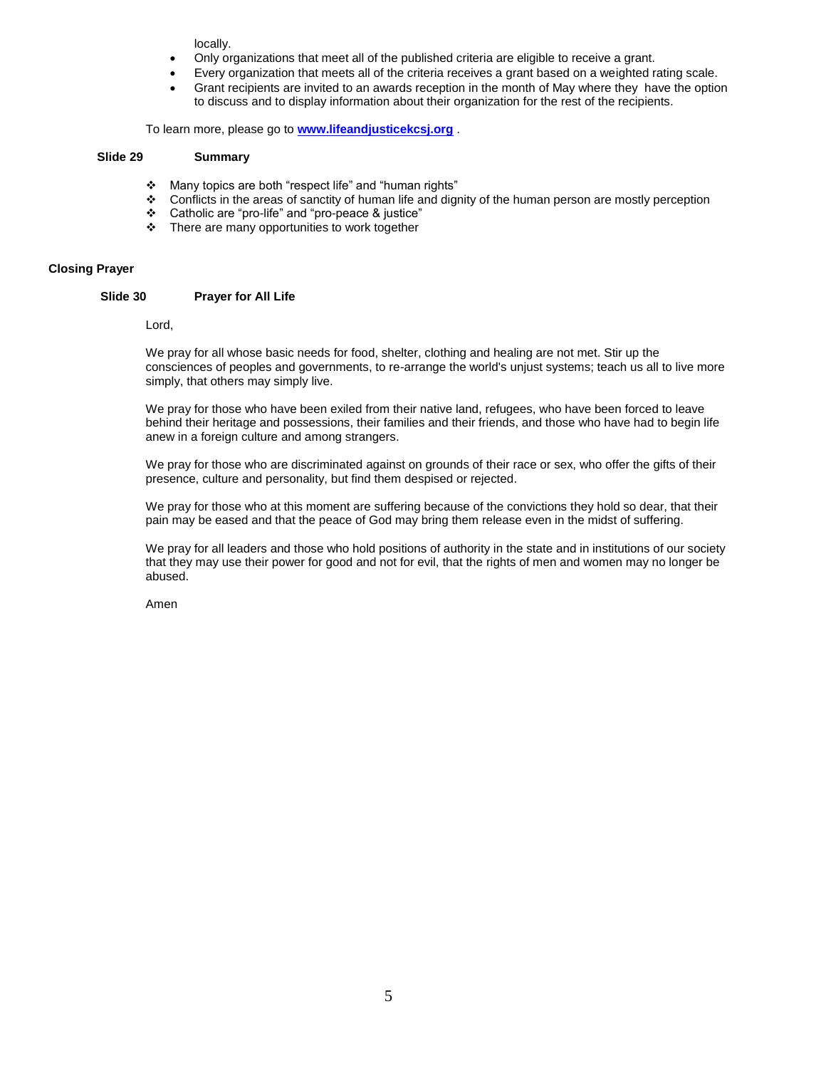locally.

- Only organizations that meet all of the published criteria are eligible to receive a grant.
- Every organization that meets all of the criteria receives a grant based on a weighted rating scale.
- Grant recipients are invited to an awards reception in the month of May where they have the option to discuss and to display information about their organization for the rest of the recipients.

To learn more, please go to **www.lifeandjusticekcsj.org** .

**Slide 29 Summary**

- Many topics are both "respect life" and "human rights"
- Conflicts in the areas of sanctity of human life and dignity of the human person are mostly perception
- Catholic are "pro-life" and "pro-peace & justice"
- There are many opportunities to work together

## Closing Prayer

**Slide 30 Prayer for All Life**

Lord,

We pray for all whose basic needs for food, shelter, clothing and healing are not met. Stir up the consciences of peoples and governments, to re-arrange the world's unjust systems; teach us all to live more simply, that others may simply live.

We pray for those who have been exiled from their native land, refugees, who have been forced to leave behind their heritage and possessions, their families and their friends, and those who have had to begin life anew in a foreign culture and among strangers.

We pray for those who are discriminated against on grounds of their race or sex, who offer the gifts of their presence, culture and personality, but find them despised or rejected.

We pray for those who at this moment are suffering because of the convictions they hold so dear, that their pain may be eased and that the peace of God may bring them release even in the midst of suffering.

We pray for all leaders and those who hold positions of authority in the state and in institutions of our society that they may use their power for good and not for evil, that the rights of men and women may no longer be abused.

Amen